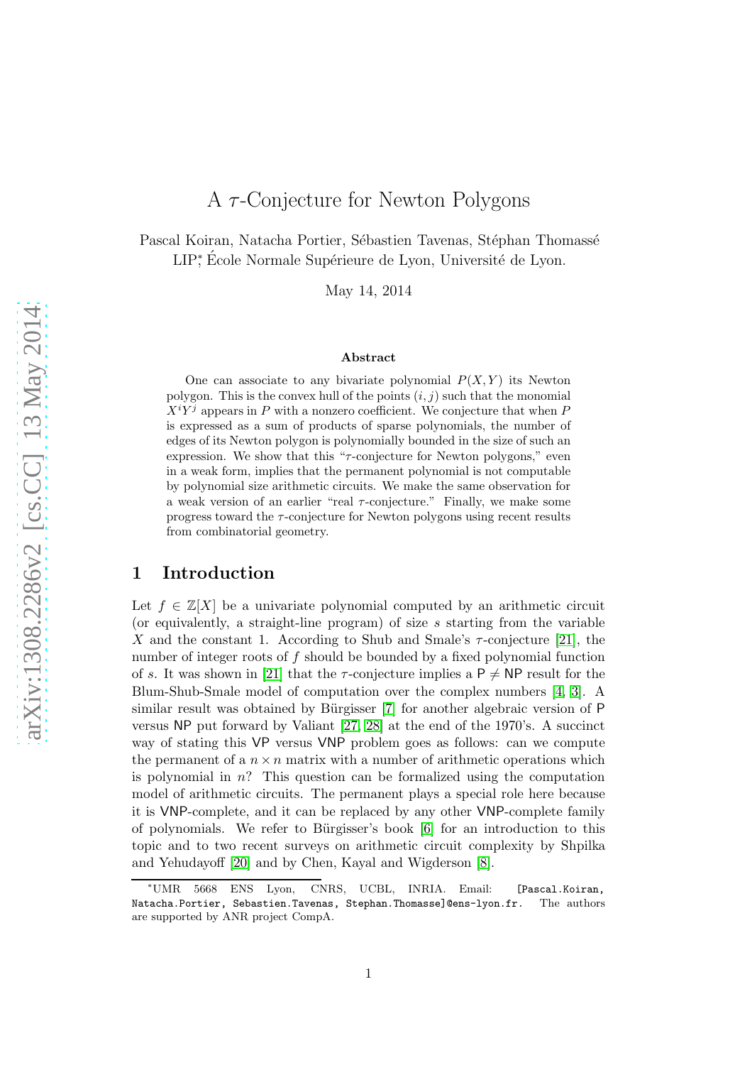# A $\tau$-Conjecture for Newton Polygons

Pascal Koiran, Natacha Portier, Sébastien Tavenas, Stéphan Thomassé
LIP[*], École Normale Supérieure de Lyon, Université de Lyon.

May 14, 2014

### Abstract

One can associate to any bivariate polynomial $P(X, Y)$ its Newton polygon. This is the convex hull of the points $(i, j)$ such that the monomial $X^i Y^j$ appears in $P$ with a nonzero coefficient. We conjecture that when $P$ is expressed as a sum of products of sparse polynomials, the number of edges of its Newton polygon is polynomially bounded in the size of such an expression. We show that this "$\tau$-conjecture for Newton polygons," even in a weak form, implies that the permanent polynomial is not computable by polynomial size arithmetic circuits. We make the same observation for a weak version of an earlier "real $\tau$-conjecture." Finally, we make some progress toward the $\tau$-conjecture for Newton polygons using recent results from combinatorial geometry.

## 1 Introduction

Let $f \in \mathbb{Z}[X]$ be a univariate polynomial computed by an arithmetic circuit (or equivalently, a straight-line program) of size $s$ starting from the variable $X$ and the constant 1. According to Shub and Smale's $\tau$-conjecture [21], the number of integer roots of $f$ should be bounded by a fixed polynomial function of $s$. It was shown in [21] that the $\tau$-conjecture implies a $\mathsf{P} \neq \mathsf{NP}$ result for the Blum-Shub-Smale model of computation over the complex numbers [4, 3]. A similar result was obtained by Bürgisser [7] for another algebraic version of $\mathsf{P}$ versus $\mathsf{NP}$ put forward by Valiant [27, 28] at the end of the 1970's. A succinct way of stating this $\mathsf{VP}$ versus $\mathsf{VNP}$ problem goes as follows: can we compute the permanent of a $n \times n$ matrix with a number of arithmetic operations which is polynomial in $n$? This question can be formalized using the computation model of arithmetic circuits. The permanent plays a special role here because it is $\mathsf{VNP}$-complete, and it can be replaced by any other $\mathsf{VNP}$-complete family of polynomials. We refer to Bürgisser's book [6] for an introduction to this topic and to two recent surveys on arithmetic circuit complexity by Shpilka and Yehudayoff [20] and by Chen, Kayal and Wigderson [8].

---

[*]UMR 5668 ENS Lyon, CNRS, UCBL, INRIA. Email: [Pascal.Koiran, Natacha.Portier, Sebastien.Tavenas, Stephan.Thomasse]@ens-lyon.fr. The authors are supported by ANR project CompA.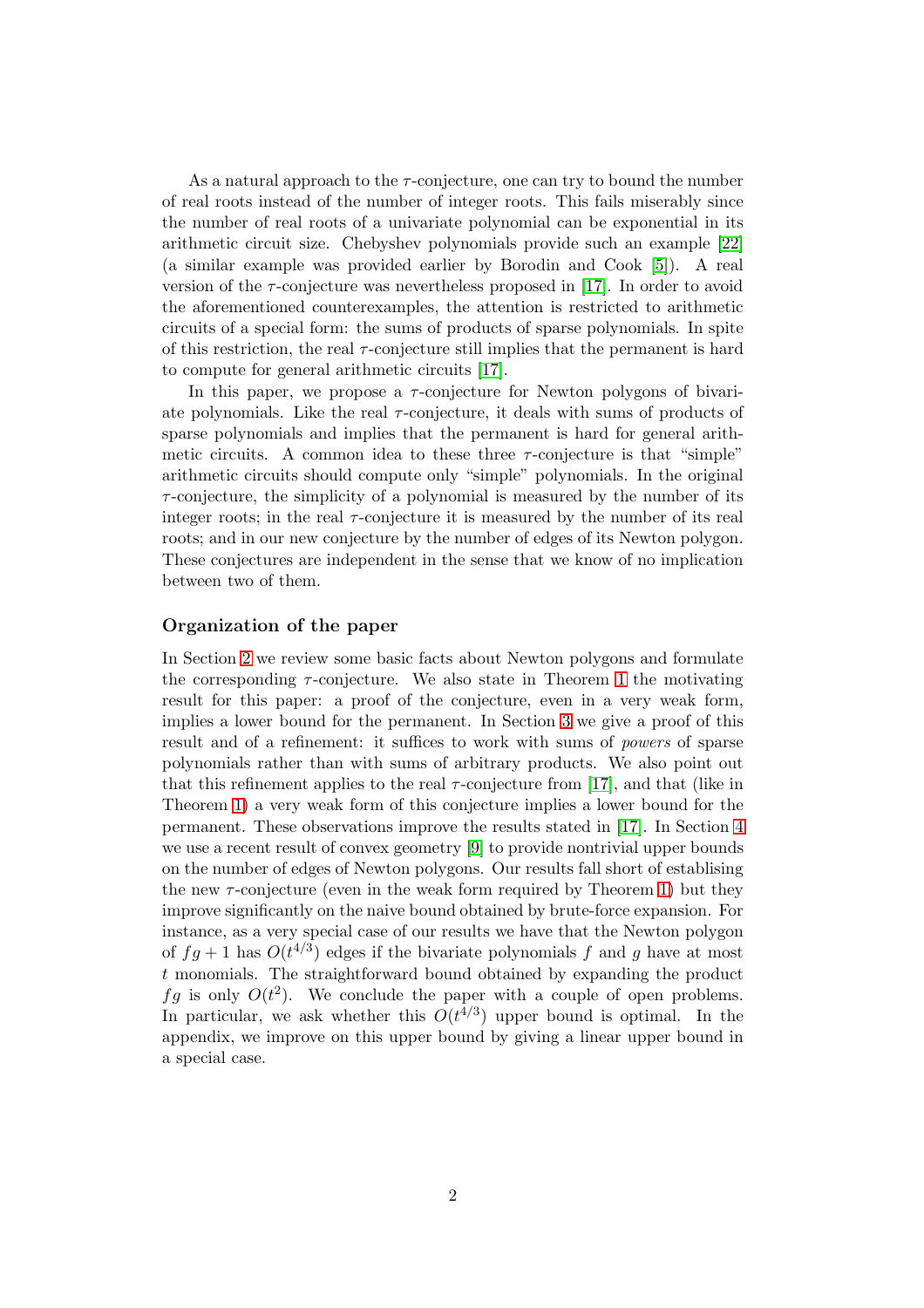As a natural approach to the $\tau$-conjecture, one can try to bound the number of real roots instead of the number of integer roots. This fails miserably since the number of real roots of a univariate polynomial can be exponential in its arithmetic circuit size. Chebyshev polynomials provide such an example [22] (a similar example was provided earlier by Borodin and Cook [5]). A real version of the $\tau$-conjecture was nevertheless proposed in [17]. In order to avoid the aforementioned counterexamples, the attention is restricted to arithmetic circuits of a special form: the sums of products of sparse polynomials. In spite of this restriction, the real $\tau$-conjecture still implies that the permanent is hard to compute for general arithmetic circuits [17].

In this paper, we propose a $\tau$-conjecture for Newton polygons of bivariate polynomials. Like the real $\tau$-conjecture, it deals with sums of products of sparse polynomials and implies that the permanent is hard for general arithmetic circuits. A common idea to these three $\tau$-conjecture is that "simple" arithmetic circuits should compute only "simple" polynomials. In the original $\tau$-conjecture, the simplicity of a polynomial is measured by the number of its integer roots; in the real $\tau$-conjecture it is measured by the number of its real roots; and in our new conjecture by the number of edges of its Newton polygon. These conjectures are independent in the sense that we know of no implication between two of them.

### Organization of the paper

In Section 2 we review some basic facts about Newton polygons and formulate the corresponding $\tau$-conjecture. We also state in Theorem 1 the motivating result for this paper: a proof of the conjecture, even in a very weak form, implies a lower bound for the permanent. In Section 3 we give a proof of this result and of a refinement: it suffices to work with sums of *powers* of sparse polynomials rather than with sums of arbitrary products. We also point out that this refinement applies to the real $\tau$-conjecture from [17], and that (like in Theorem 1) a very weak form of this conjecture implies a lower bound for the permanent. These observations improve the results stated in [17]. In Section 4 we use a recent result of convex geometry [9] to provide nontrivial upper bounds on the number of edges of Newton polygons. Our results fall short of establishing the new $\tau$-conjecture (even in the weak form required by Theorem 1) but they improve significantly on the naive bound obtained by brute-force expansion. For instance, as a very special case of our results we have that the Newton polygon of $fg + 1$ has $O(t^{4/3})$ edges if the bivariate polynomials $f$ and $g$ have at most $t$ monomials. The straightforward bound obtained by expanding the product $fg$ is only $O(t^2)$. We conclude the paper with a couple of open problems. In particular, we ask whether this $O(t^{4/3})$ upper bound is optimal. In the appendix, we improve on this upper bound by giving a linear upper bound in a special case.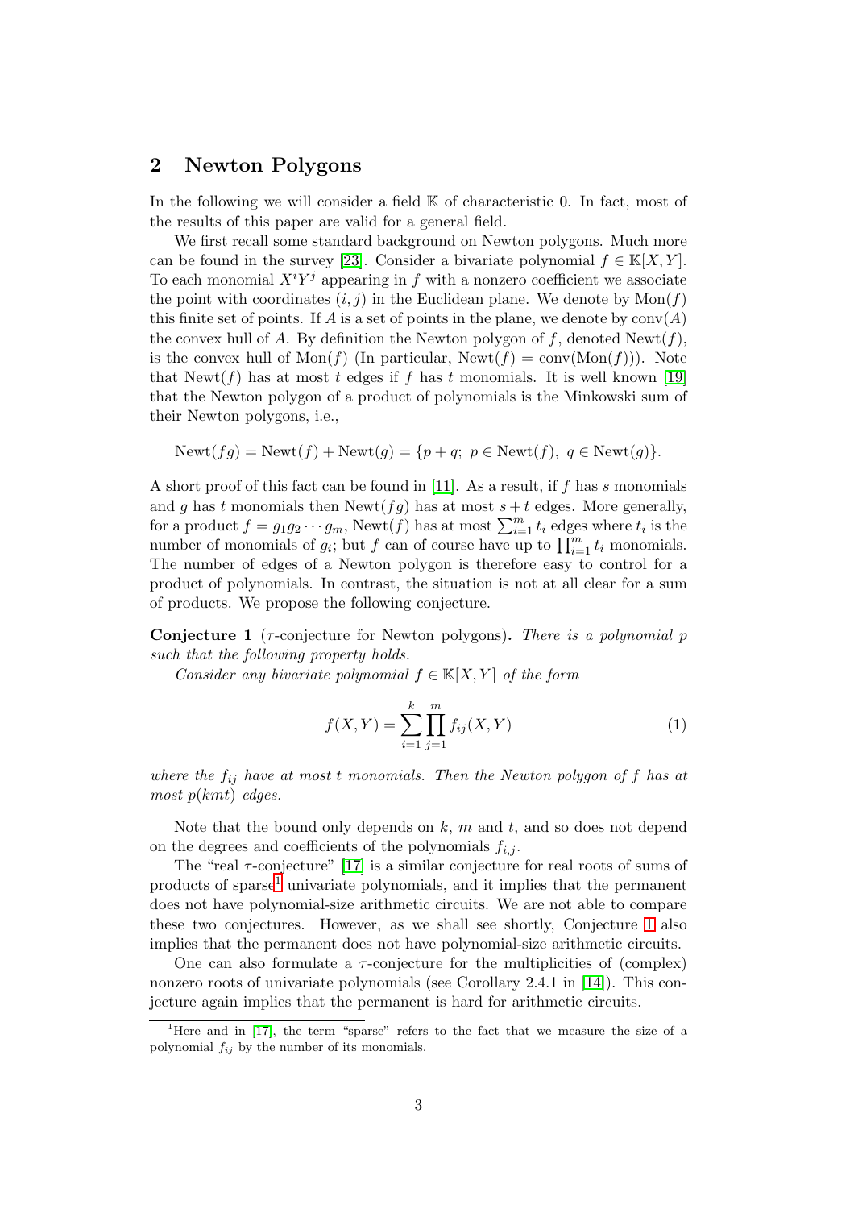## 2 Newton Polygons

In the following we will consider a field $\mathbb{K}$ of characteristic 0. In fact, most of the results of this paper are valid for a general field.

We first recall some standard background on Newton polygons. Much more can be found in the survey [23]. Consider a bivariate polynomial $f \in \mathbb{K}[X, Y]$. To each monomial $X^i Y^j$ appearing in $f$ with a nonzero coefficient we associate the point with coordinates $(i, j)$ in the Euclidean plane. We denote by $\text{Mon}(f)$ this finite set of points. If $A$ is a set of points in the plane, we denote by $\text{conv}(A)$ the convex hull of $A$. By definition the Newton polygon of $f$, denoted $\text{Newt}(f)$, is the convex hull of $\text{Mon}(f)$ (In particular, $\text{Newt}(f) = \text{conv}(\text{Mon}(f))$). Note that $\text{Newt}(f)$ has at most $t$ edges if $f$ has $t$ monomials. It is well known [19] that the Newton polygon of a product of polynomials is the Minkowski sum of their Newton polygons, i.e.,

$$\text{Newt}(fg) = \text{Newt}(f) + \text{Newt}(g) = \{p + q;\ p \in \text{Newt}(f),\ q \in \text{Newt}(g)\}.$$

A short proof of this fact can be found in [11]. As a result, if $f$ has $s$ monomials and $g$ has $t$ monomials then $\text{Newt}(fg)$ has at most $s + t$ edges. More generally, for a product $f = g_1 g_2 \cdots g_m$, $\text{Newt}(f)$ has at most $\sum_{i=1}^{m} t_i$ edges where $t_i$ is the number of monomials of $g_i$; but $f$ can of course have up to $\prod_{i=1}^{m} t_i$ monomials. The number of edges of a Newton polygon is therefore easy to control for a product of polynomials. In contrast, the situation is not at all clear for a sum of products. We propose the following conjecture.

**Conjecture 1** ($\tau$-conjecture for Newton polygons)**.** *There is a polynomial $p$ such that the following property holds.*

*Consider any bivariate polynomial $f \in \mathbb{K}[X, Y]$ of the form*

$$f(X, Y) = \sum_{i=1}^{k} \prod_{j=1}^{m} f_{ij}(X, Y) \tag{1}$$

*where the $f_{ij}$ have at most $t$ monomials. Then the Newton polygon of $f$ has at most $p(kmt)$ edges.*

Note that the bound only depends on $k$, $m$ and $t$, and so does not depend on the degrees and coefficients of the polynomials $f_{i,j}$.

The "real $\tau$-conjecture" [17] is a similar conjecture for real roots of sums of products of sparse[1] univariate polynomials, and it implies that the permanent does not have polynomial-size arithmetic circuits. We are not able to compare these two conjectures. However, as we shall see shortly, Conjecture 1 also implies that the permanent does not have polynomial-size arithmetic circuits.

One can also formulate a $\tau$-conjecture for the multiplicities of (complex) nonzero roots of univariate polynomials (see Corollary 2.4.1 in [14]). This conjecture again implies that the permanent is hard for arithmetic circuits.

[1] Here and in [17], the term "sparse" refers to the fact that we measure the size of a polynomial $f_{ij}$ by the number of its monomials.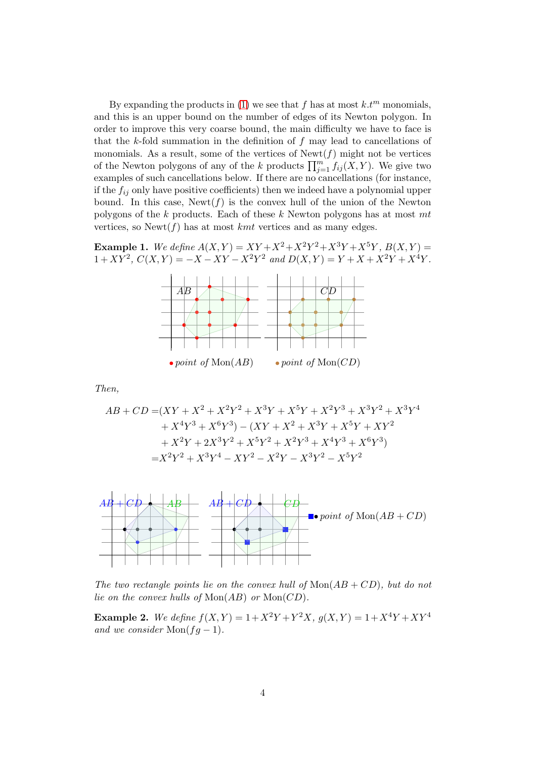By expanding the products in (1) we see that $f$ has at most $k.t^m$ monomials, and this is an upper bound on the number of edges of its Newton polygon. In order to improve this very coarse bound, the main difficulty we have to face is that the $k$-fold summation in the definition of $f$ may lead to cancellations of monomials. As a result, some of the vertices of $\mathrm{Newt}(f)$ might not be vertices of the Newton polygons of any of the $k$ products $\prod_{j=1}^{m} f_{ij}(X,Y)$. We give two examples of such cancellations below. If there are no cancellations (for instance, if the $f_{ij}$ only have positive coefficients) then we indeed have a polynomial upper bound. In this case, $\mathrm{Newt}(f)$ is the convex hull of the union of the Newton polygons of the $k$ products. Each of these $k$ Newton polygons has at most $mt$ vertices, so $\mathrm{Newt}(f)$ has at most $kmt$ vertices and as many edges.

**Example 1.** *We define* $A(X,Y) = XY + X^2 + X^2Y^2 + X^3Y + X^5Y$, $B(X,Y) = 1 + XY^2$, $C(X,Y) = -X - XY - X^2Y^2$ *and* $D(X,Y) = Y + X + X^2Y + X^4Y$.

$AB$ $CD$

• *point of* $\mathrm{Mon}(AB)$ • *point of* $\mathrm{Mon}(CD)$

*Then,*

$$
\begin{aligned}
AB + CD =& (XY + X^2 + X^2Y^2 + X^3Y + X^5Y + X^2Y^3 + X^3Y^2 + X^3Y^4 \\
&+ X^4Y^3 + X^6Y^3) - (XY + X^2 + X^3Y + X^5Y + XY^2 \\
&+ X^2Y + 2X^3Y^2 + X^5Y^2 + X^2Y^3 + X^4Y^3 + X^6Y^3) \\
=& X^2Y^2 + X^3Y^4 - XY^2 - X^2Y - X^3Y^2 - X^5Y^2
\end{aligned}
$$

$AB+CD$ $AB$ $AB+CD$ $CD$ ■• *point of* $\mathrm{Mon}(AB+CD)$

*The two rectangle points lie on the convex hull of* $\mathrm{Mon}(AB + CD)$*, but do not lie on the convex hulls of* $\mathrm{Mon}(AB)$ *or* $\mathrm{Mon}(CD)$*.*

**Example 2.** *We define* $f(X,Y) = 1 + X^2Y + Y^2X$, $g(X,Y) = 1 + X^4Y + XY^4$ *and we consider* $\mathrm{Mon}(fg - 1)$*.*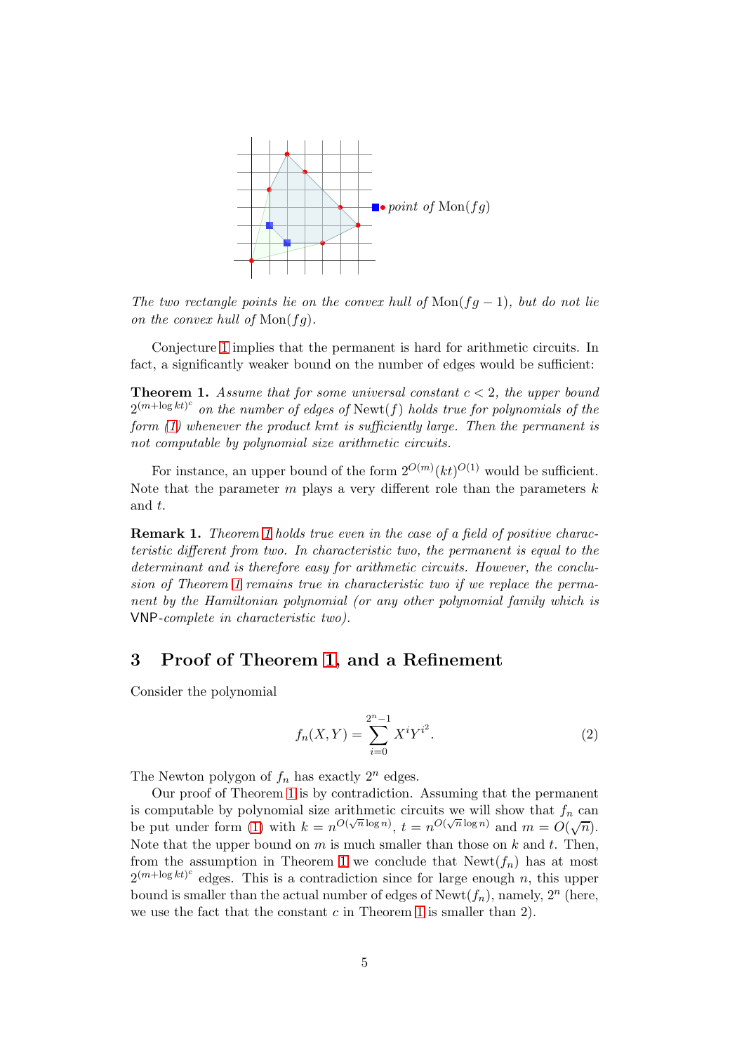■ • *point of* $\mathrm{Mon}(fg)$

*The two rectangle points lie on the convex hull of* $\mathrm{Mon}(fg-1)$*, but do not lie on the convex hull of* $\mathrm{Mon}(fg)$*.*

Conjecture 1 implies that the permanent is hard for arithmetic circuits. In fact, a significantly weaker bound on the number of edges would be sufficient:

**Theorem 1.** *Assume that for some universal constant $c < 2$, the upper bound $2^{(m+\log kt)^c}$ on the number of edges of $\mathrm{Newt}(f)$ holds true for polynomials of the form (1) whenever the product $kmt$ is sufficiently large. Then the permanent is not computable by polynomial size arithmetic circuits.*

For instance, an upper bound of the form $2^{O(m)}(kt)^{O(1)}$ would be sufficient. Note that the parameter $m$ plays a very different role than the parameters $k$ and $t$.

**Remark 1.** *Theorem 1 holds true even in the case of a field of positive characteristic different from two. In characteristic two, the permanent is equal to the determinant and is therefore easy for arithmetic circuits. However, the conclusion of Theorem 1 remains true in characteristic two if we replace the permanent by the Hamiltonian polynomial (or any other polynomial family which is* VNP*-complete in characteristic two).*

## 3 Proof of Theorem 1, and a Refinement

Consider the polynomial

$$f_n(X,Y) = \sum_{i=0}^{2^n-1} X^i Y^{i^2}. \tag{2}$$

The Newton polygon of $f_n$ has exactly $2^n$ edges.

Our proof of Theorem 1 is by contradiction. Assuming that the permanent is computable by polynomial size arithmetic circuits we will show that $f_n$ can be put under form (1) with $k = n^{O(\sqrt{n}\log n)}$, $t = n^{O(\sqrt{n}\log n)}$ and $m = O(\sqrt{n})$. Note that the upper bound on $m$ is much smaller than those on $k$ and $t$. Then, from the assumption in Theorem 1 we conclude that $\mathrm{Newt}(f_n)$ has at most $2^{(m+\log kt)^c}$ edges. This is a contradiction since for large enough $n$, this upper bound is smaller than the actual number of edges of $\mathrm{Newt}(f_n)$, namely, $2^n$ (here, we use the fact that the constant $c$ in Theorem 1 is smaller than 2).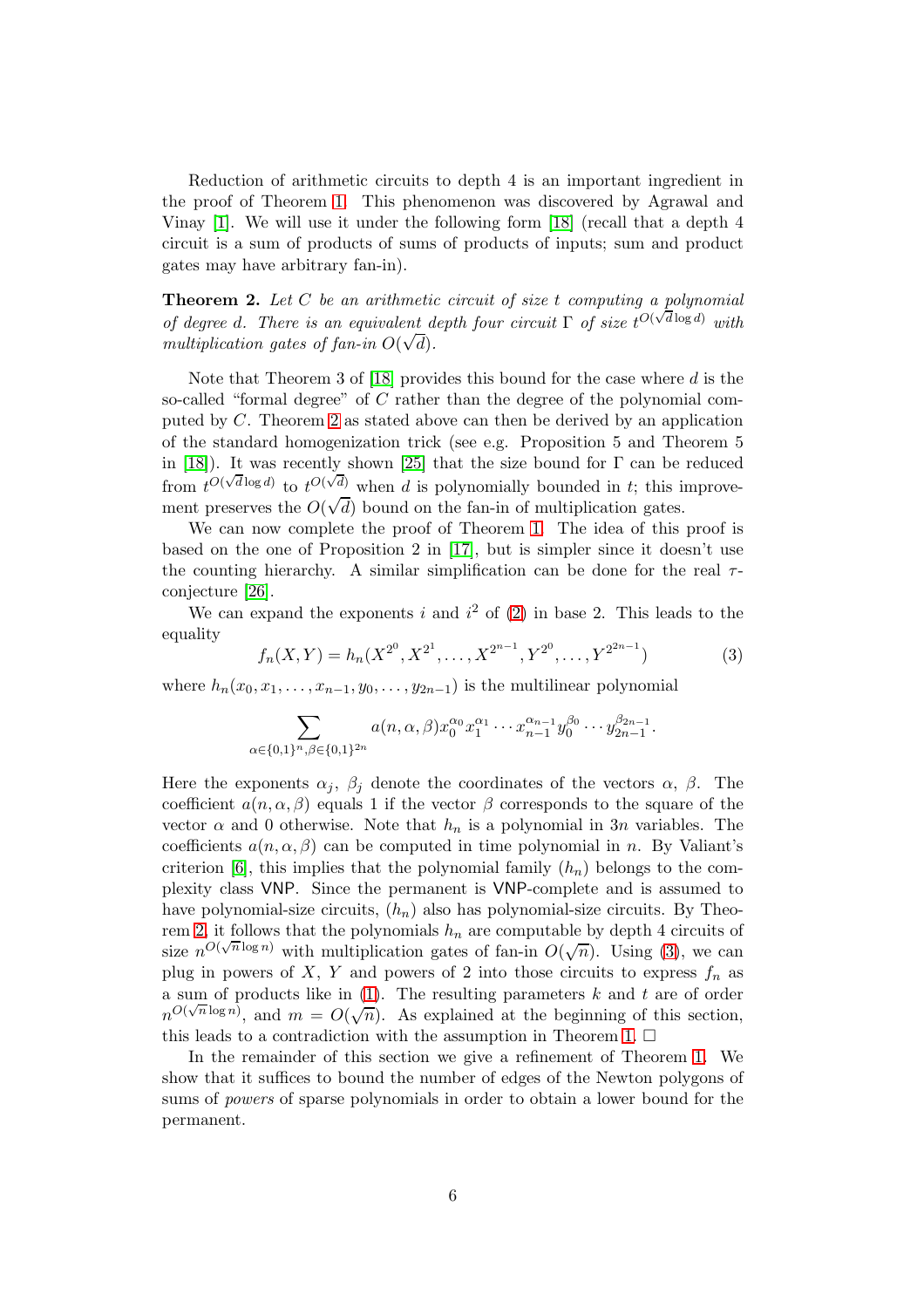Reduction of arithmetic circuits to depth 4 is an important ingredient in the proof of Theorem 1. This phenomenon was discovered by Agrawal and Vinay [1]. We will use it under the following form [18] (recall that a depth 4 circuit is a sum of products of sums of products of inputs; sum and product gates may have arbitrary fan-in).

**Theorem 2.** *Let $C$ be an arithmetic circuit of size $t$ computing a polynomial of degree $d$. There is an equivalent depth four circuit $\Gamma$ of size $t^{O(\sqrt{d}\log d)}$ with multiplication gates of fan-in $O(\sqrt{d})$.*

Note that Theorem 3 of [18] provides this bound for the case where $d$ is the so-called "formal degree" of $C$ rather than the degree of the polynomial computed by $C$. Theorem 2 as stated above can then be derived by an application of the standard homogenization trick (see e.g. Proposition 5 and Theorem 5 in [18]). It was recently shown [25] that the size bound for $\Gamma$ can be reduced from $t^{O(\sqrt{d}\log d)}$ to $t^{O(\sqrt{d})}$ when $d$ is polynomially bounded in $t$; this improvement preserves the $O(\sqrt{d})$ bound on the fan-in of multiplication gates.

We can now complete the proof of Theorem 1. The idea of this proof is based on the one of Proposition 2 in [17], but is simpler since it doesn't use the counting hierarchy. A similar simplification can be done for the real $\tau$-conjecture [26].

We can expand the exponents $i$ and $i^2$ of (2) in base 2. This leads to the equality

$$f_n(X,Y) = h_n(X^{2^0}, X^{2^1}, \ldots, X^{2^{n-1}}, Y^{2^0}, \ldots, Y^{2^{2n-1}}) \tag{3}$$

where $h_n(x_0, x_1, \ldots, x_{n-1}, y_0, \ldots, y_{2n-1})$ is the multilinear polynomial

$$\sum_{\alpha \in \{0,1\}^n, \beta \in \{0,1\}^{2n}} a(n,\alpha,\beta) x_0^{\alpha_0} x_1^{\alpha_1} \cdots x_{n-1}^{\alpha_{n-1}} y_0^{\beta_0} \cdots y_{2n-1}^{\beta_{2n-1}}.$$

Here the exponents $\alpha_j$, $\beta_j$ denote the coordinates of the vectors $\alpha$, $\beta$. The coefficient $a(n,\alpha,\beta)$ equals 1 if the vector $\beta$ corresponds to the square of the vector $\alpha$ and 0 otherwise. Note that $h_n$ is a polynomial in $3n$ variables. The coefficients $a(n,\alpha,\beta)$ can be computed in time polynomial in $n$. By Valiant's criterion [6], this implies that the polynomial family $(h_n)$ belongs to the complexity class VNP. Since the permanent is VNP-complete and is assumed to have polynomial-size circuits, $(h_n)$ also has polynomial-size circuits. By Theorem 2, it follows that the polynomials $h_n$ are computable by depth 4 circuits of size $n^{O(\sqrt{n}\log n)}$ with multiplication gates of fan-in $O(\sqrt{n})$. Using (3), we can plug in powers of $X$, $Y$ and powers of 2 into those circuits to express $f_n$ as a sum of products like in (1). The resulting parameters $k$ and $t$ are of order $n^{O(\sqrt{n}\log n)}$, and $m = O(\sqrt{n})$. As explained at the beginning of this section, this leads to a contradiction with the assumption in Theorem 1. □

In the remainder of this section we give a refinement of Theorem 1. We show that it suffices to bound the number of edges of the Newton polygons of sums of *powers* of sparse polynomials in order to obtain a lower bound for the permanent.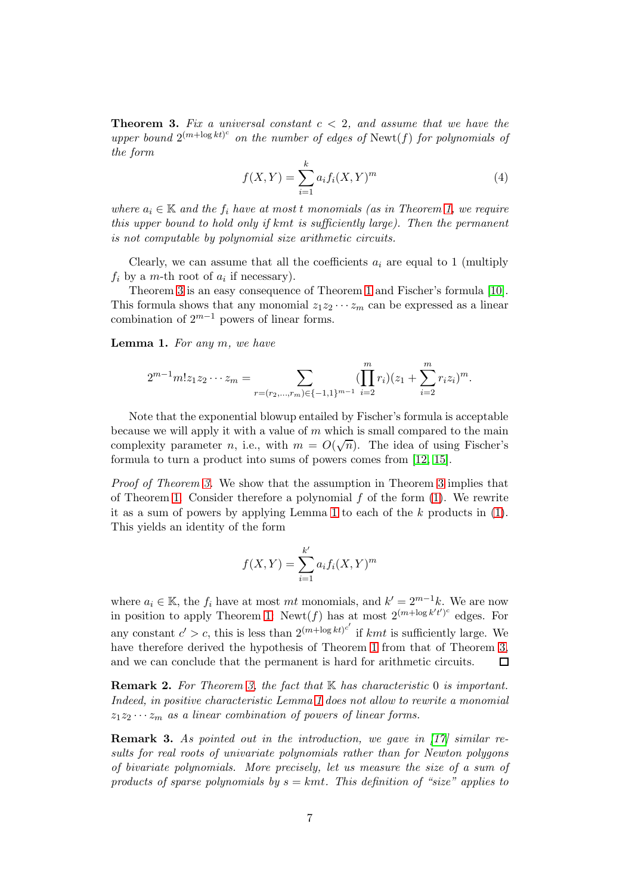**Theorem 3.** *Fix a universal constant $c < 2$, and assume that we have the upper bound $2^{(m+\log kt)^c}$ on the number of edges of* $\mathrm{Newt}(f)$ *for polynomials of the form*

$$f(X,Y) = \sum_{i=1}^{k} a_i f_i(X,Y)^m \tag{4}$$

*where $a_i \in \mathbb{K}$ and the $f_i$ have at most $t$ monomials (as in Theorem 1, we require this upper bound to hold only if $kmt$ is sufficiently large). Then the permanent is not computable by polynomial size arithmetic circuits.*

Clearly, we can assume that all the coefficients $a_i$ are equal to 1 (multiply $f_i$ by a $m$-th root of $a_i$ if necessary).

Theorem 3 is an easy consequence of Theorem 1 and Fischer's formula [10]. This formula shows that any monomial $z_1 z_2 \cdots z_m$ can be expressed as a linear combination of $2^{m-1}$ powers of linear forms.

**Lemma 1.** *For any $m$, we have*

$$2^{m-1} m! z_1 z_2 \cdots z_m = \sum_{r=(r_2,\ldots,r_m)\in\{-1,1\}^{m-1}} \Big(\prod_{i=2}^{m} r_i\Big)\Big(z_1 + \sum_{i=2}^{m} r_i z_i\Big)^m.$$

Note that the exponential blowup entailed by Fischer's formula is acceptable because we will apply it with a value of $m$ which is small compared to the main complexity parameter $n$, i.e., with $m = O(\sqrt{n})$. The idea of using Fischer's formula to turn a product into sums of powers comes from [12, 15].

*Proof of Theorem 3.* We show that the assumption in Theorem 3 implies that of Theorem 1. Consider therefore a polynomial $f$ of the form (1). We rewrite it as a sum of powers by applying Lemma 1 to each of the $k$ products in (1). This yields an identity of the form

$$f(X,Y) = \sum_{i=1}^{k'} a_i f_i(X,Y)^m$$

where $a_i \in \mathbb{K}$, the $f_i$ have at most $mt$ monomials, and $k' = 2^{m-1}k$. We are now in position to apply Theorem 1. $\mathrm{Newt}(f)$ has at most $2^{(m+\log k't')^c}$ edges. For any constant $c' > c$, this is less than $2^{(m+\log kt)^{c'}}$ if $kmt$ is sufficiently large. We have therefore derived the hypothesis of Theorem 1 from that of Theorem 3, and we can conclude that the permanent is hard for arithmetic circuits. $\square$

**Remark 2.** *For Theorem 3, the fact that $\mathbb{K}$ has characteristic 0 is important. Indeed, in positive characteristic Lemma 1 does not allow to rewrite a monomial $z_1 z_2 \cdots z_m$ as a linear combination of powers of linear forms.*

**Remark 3.** *As pointed out in the introduction, we gave in [17] similar results for real roots of univariate polynomials rather than for Newton polygons of bivariate polynomials. More precisely, let us measure the size of a sum of products of sparse polynomials by $s = kmt$. This definition of "size" applies to*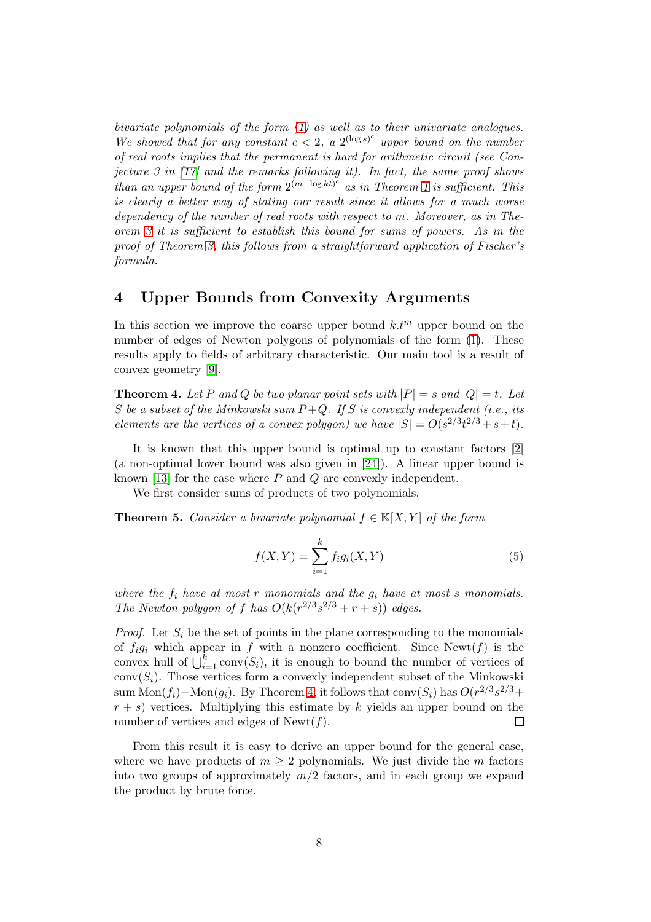*bivariate polynomials of the form (1) as well as to their univariate analogues. We showed that for any constant $c < 2$, a $2^{(\log s)^c}$ upper bound on the number of real roots implies that the permanent is hard for arithmetic circuit (see Conjecture 3 in [17] and the remarks following it). In fact, the same proof shows than an upper bound of the form $2^{(m+\log kt)^c}$ as in Theorem 1 is sufficient. This is clearly a better way of stating our result since it allows for a much worse dependency of the number of real roots with respect to $m$. Moreover, as in Theorem 3 it is sufficient to establish this bound for sums of powers. As in the proof of Theorem 3, this follows from a straightforward application of Fischer's formula.*

## 4 Upper Bounds from Convexity Arguments

In this section we improve the coarse upper bound $k.t^m$ upper bound on the number of edges of Newton polygons of polynomials of the form (1). These results apply to fields of arbitrary characteristic. Our main tool is a result of convex geometry [9].

**Theorem 4.** *Let $P$ and $Q$ be two planar point sets with $|P| = s$ and $|Q| = t$. Let $S$ be a subset of the Minkowski sum $P+Q$. If $S$ is convexly independent (i.e., its elements are the vertices of a convex polygon) we have $|S| = O(s^{2/3}t^{2/3} + s + t)$.*

It is known that this upper bound is optimal up to constant factors [2] (a non-optimal lower bound was also given in [24]). A linear upper bound is known [13] for the case where $P$ and $Q$ are convexly independent.

We first consider sums of products of two polynomials.

**Theorem 5.** *Consider a bivariate polynomial $f \in \mathbb{K}[X, Y]$ of the form*

$$f(X, Y) = \sum_{i=1}^{k} f_i g_i(X, Y) \tag{5}$$

*where the $f_i$ have at most $r$ monomials and the $g_i$ have at most $s$ monomials. The Newton polygon of $f$ has $O(k(r^{2/3}s^{2/3} + r + s))$ edges.*

*Proof.* Let $S_i$ be the set of points in the plane corresponding to the monomials of $f_i g_i$ which appear in $f$ with a nonzero coefficient. Since $\mathrm{Newt}(f)$ is the convex hull of $\bigcup_{i=1}^{k} \mathrm{conv}(S_i)$, it is enough to bound the number of vertices of $\mathrm{conv}(S_i)$. Those vertices form a convexly independent subset of the Minkowski sum $\mathrm{Mon}(f_i)+\mathrm{Mon}(g_i)$. By Theorem 4, it follows that $\mathrm{conv}(S_i)$ has $O(r^{2/3}s^{2/3} + r + s)$ vertices. Multiplying this estimate by $k$ yields an upper bound on the number of vertices and edges of $\mathrm{Newt}(f)$. □

From this result it is easy to derive an upper bound for the general case, where we have products of $m \geq 2$ polynomials. We just divide the $m$ factors into two groups of approximately $m/2$ factors, and in each group we expand the product by brute force.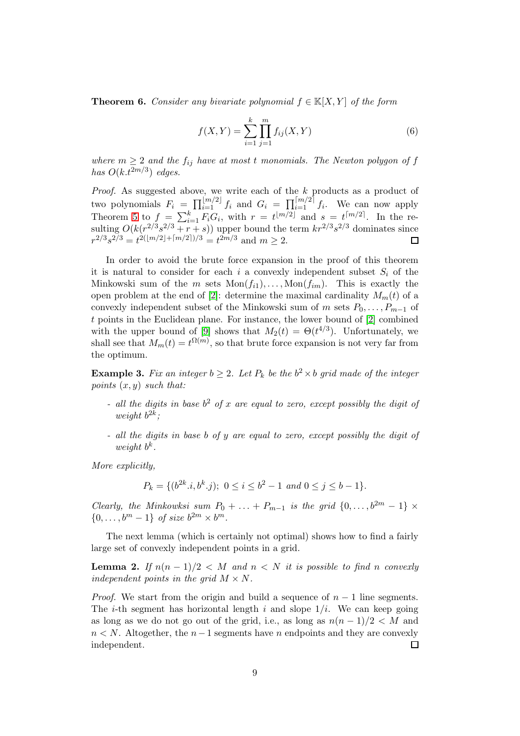**Theorem 6.** *Consider any bivariate polynomial $f \in \mathbb{K}[X,Y]$ of the form*

$$f(X,Y) = \sum_{i=1}^{k} \prod_{j=1}^{m} f_{ij}(X,Y) \tag{6}$$

*where $m \geq 2$ and the $f_{ij}$ have at most $t$ monomials. The Newton polygon of $f$ has $O(k.t^{2m/3})$ edges.*

*Proof.* As suggested above, we write each of the $k$ products as a product of two polynomials $F_i = \prod_{i=1}^{\lfloor m/2 \rfloor} f_i$ and $G_i = \prod_{i=1}^{\lceil m/2 \rceil} f_i$. We can now apply Theorem 5 to $f = \sum_{i=1}^{k} F_i G_i$, with $r = t^{\lfloor m/2 \rfloor}$ and $s = t^{\lceil m/2 \rceil}$. In the resulting $O(k(r^{2/3}s^{2/3} + r + s))$ upper bound the term $kr^{2/3}s^{2/3}$ dominates since $r^{2/3}s^{2/3} = t^{2(\lfloor m/2 \rfloor + \lceil m/2 \rceil)/3} = t^{2m/3}$ and $m \geq 2$. □

In order to avoid the brute force expansion in the proof of this theorem it is natural to consider for each $i$ a convexly independent subset $S_i$ of the Minkowski sum of the $m$ sets $\mathrm{Mon}(f_{i1}), \ldots, \mathrm{Mon}(f_{im})$. This is exactly the open problem at the end of [2]: determine the maximal cardinality $M_m(t)$ of a convexly independent subset of the Minkowski sum of $m$ sets $P_0, \ldots, P_{m-1}$ of $t$ points in the Euclidean plane. For instance, the lower bound of [2] combined with the upper bound of [9] shows that $M_2(t) = \Theta(t^{4/3})$. Unfortunately, we shall see that $M_m(t) = t^{\Omega(m)}$, so that brute force expansion is not very far from the optimum.

**Example 3.** *Fix an integer $b \geq 2$. Let $P_k$ be the $b^2 \times b$ grid made of the integer points $(x,y)$ such that:*

- *all the digits in base $b^2$ of $x$ are equal to zero, except possibly the digit of weight $b^{2k}$;*
- *all the digits in base $b$ of $y$ are equal to zero, except possibly the digit of weight $b^k$.*

*More explicitly,*

$$P_k = \{(b^{2k}.i, b^k.j);\ 0 \leq i \leq b^2 - 1 \text{ and } 0 \leq j \leq b - 1\}.$$

*Clearly, the Minkowksi sum $P_0 + \ldots + P_{m-1}$ is the grid $\{0, \ldots, b^{2m} - 1\} \times \{0, \ldots, b^m - 1\}$ of size $b^{2m} \times b^m$.*

The next lemma (which is certainly not optimal) shows how to find a fairly large set of convexly independent points in a grid.

**Lemma 2.** *If $n(n-1)/2 < M$ and $n < N$ it is possible to find $n$ convexly independent points in the grid $M \times N$.*

*Proof.* We start from the origin and build a sequence of $n-1$ line segments. The $i$-th segment has horizontal length $i$ and slope $1/i$. We can keep going as long as we do not go out of the grid, i.e., as long as $n(n-1)/2 < M$ and $n < N$. Altogether, the $n-1$ segments have $n$ endpoints and they are convexly independent. □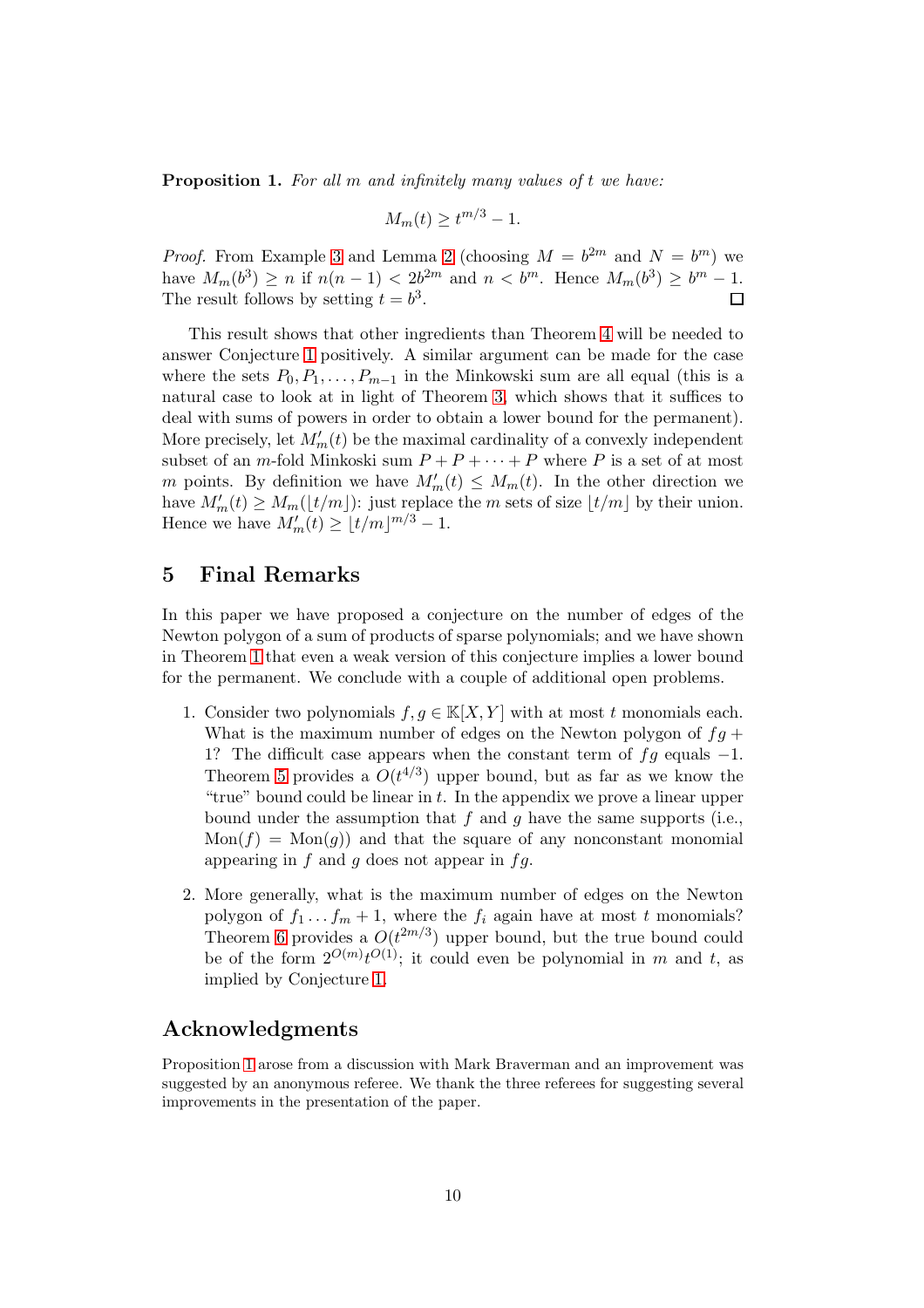**Proposition 1.** *For all $m$ and infinitely many values of $t$ we have:*

$$M_m(t) \geq t^{m/3} - 1.$$

*Proof.* From Example 3 and Lemma 2 (choosing $M = b^{2m}$ and $N = b^m$) we have $M_m(b^3) \geq n$ if $n(n-1) < 2b^{2m}$ and $n < b^m$. Hence $M_m(b^3) \geq b^m - 1$. The result follows by setting $t = b^3$. □

This result shows that other ingredients than Theorem 4 will be needed to answer Conjecture 1 positively. A similar argument can be made for the case where the sets $P_0, P_1, \ldots, P_{m-1}$ in the Minkowski sum are all equal (this is a natural case to look at in light of Theorem 3, which shows that it suffices to deal with sums of powers in order to obtain a lower bound for the permanent). More precisely, let $M'_m(t)$ be the maximal cardinality of a convexly independent subset of an $m$-fold Minkoski sum $P + P + \cdots + P$ where $P$ is a set of at most $m$ points. By definition we have $M'_m(t) \leq M_m(t)$. In the other direction we have $M'_m(t) \geq M_m(\lfloor t/m \rfloor)$: just replace the $m$ sets of size $\lfloor t/m \rfloor$ by their union. Hence we have $M'_m(t) \geq \lfloor t/m \rfloor^{m/3} - 1$.

## 5 Final Remarks

In this paper we have proposed a conjecture on the number of edges of the Newton polygon of a sum of products of sparse polynomials; and we have shown in Theorem 1 that even a weak version of this conjecture implies a lower bound for the permanent. We conclude with a couple of additional open problems.

1. Consider two polynomials $f, g \in \mathbb{K}[X, Y]$ with at most $t$ monomials each. What is the maximum number of edges on the Newton polygon of $fg + 1$? The difficult case appears when the constant term of $fg$ equals $-1$. Theorem 5 provides a $O(t^{4/3})$ upper bound, but as far as we know the "true" bound could be linear in $t$. In the appendix we prove a linear upper bound under the assumption that $f$ and $g$ have the same supports (i.e., $\text{Mon}(f) = \text{Mon}(g)$) and that the square of any nonconstant monomial appearing in $f$ and $g$ does not appear in $fg$.

2. More generally, what is the maximum number of edges on the Newton polygon of $f_1 \ldots f_m + 1$, where the $f_i$ again have at most $t$ monomials? Theorem 6 provides a $O(t^{2m/3})$ upper bound, but the true bound could be of the form $2^{O(m)}t^{O(1)}$; it could even be polynomial in $m$ and $t$, as implied by Conjecture 1.

## Acknowledgments

Proposition 1 arose from a discussion with Mark Braverman and an improvement was suggested by an anonymous referee. We thank the three referees for suggesting several improvements in the presentation of the paper.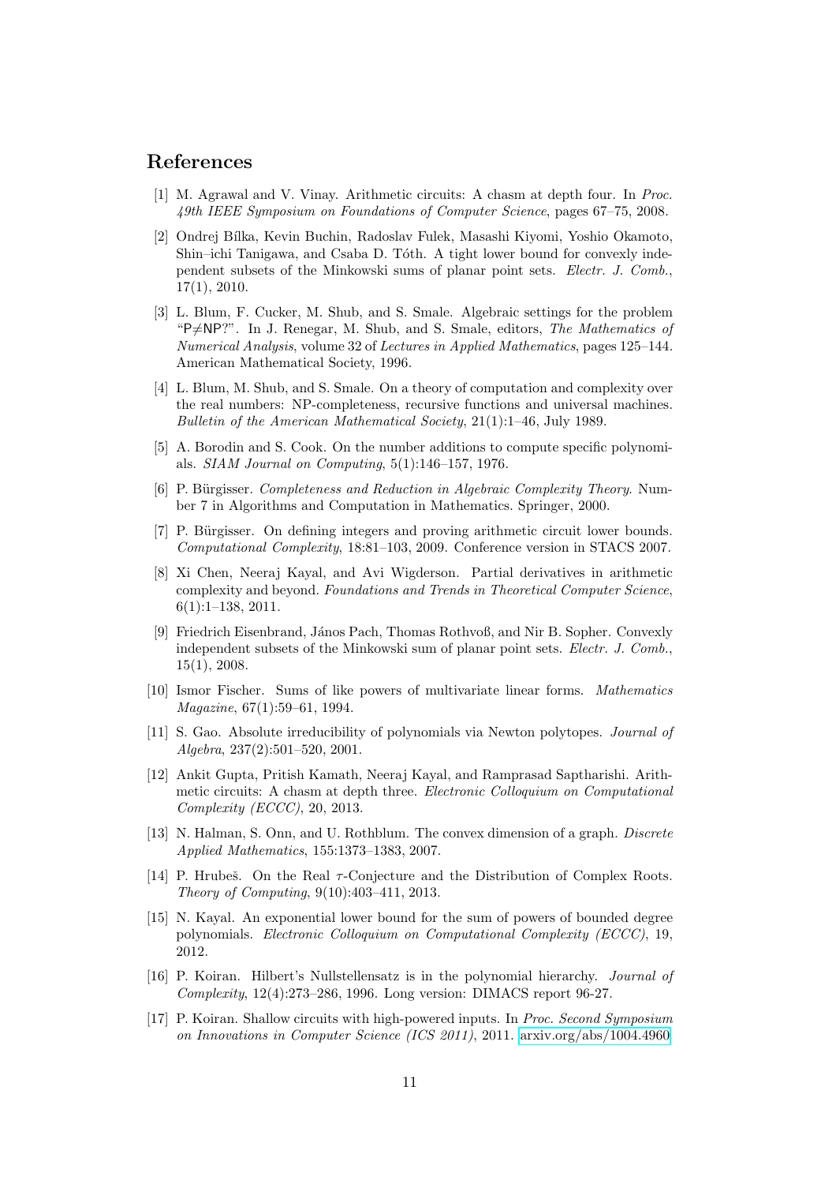## References

[1] M. Agrawal and V. Vinay. Arithmetic circuits: A chasm at depth four. In *Proc. 49th IEEE Symposium on Foundations of Computer Science*, pages 67–75, 2008.

[2] Ondrej Bílka, Kevin Buchin, Radoslav Fulek, Masashi Kiyomi, Yoshio Okamoto, Shin–ichi Tanigawa, and Csaba D. Tóth. A tight lower bound for convexly independent subsets of the Minkowski sums of planar point sets. *Electr. J. Comb.*, 17(1), 2010.

[3] L. Blum, F. Cucker, M. Shub, and S. Smale. Algebraic settings for the problem "P≠NP?". In J. Renegar, M. Shub, and S. Smale, editors, *The Mathematics of Numerical Analysis*, volume 32 of *Lectures in Applied Mathematics*, pages 125–144. American Mathematical Society, 1996.

[4] L. Blum, M. Shub, and S. Smale. On a theory of computation and complexity over the real numbers: NP-completeness, recursive functions and universal machines. *Bulletin of the American Mathematical Society*, 21(1):1–46, July 1989.

[5] A. Borodin and S. Cook. On the number additions to compute specific polynomials. *SIAM Journal on Computing*, 5(1):146–157, 1976.

[6] P. Bürgisser. *Completeness and Reduction in Algebraic Complexity Theory*. Number 7 in Algorithms and Computation in Mathematics. Springer, 2000.

[7] P. Bürgisser. On defining integers and proving arithmetic circuit lower bounds. *Computational Complexity*, 18:81–103, 2009. Conference version in STACS 2007.

[8] Xi Chen, Neeraj Kayal, and Avi Wigderson. Partial derivatives in arithmetic complexity and beyond. *Foundations and Trends in Theoretical Computer Science*, 6(1):1–138, 2011.

[9] Friedrich Eisenbrand, János Pach, Thomas Rothvoß, and Nir B. Sopher. Convexly independent subsets of the Minkowski sum of planar point sets. *Electr. J. Comb.*, 15(1), 2008.

[10] Ismor Fischer. Sums of like powers of multivariate linear forms. *Mathematics Magazine*, 67(1):59–61, 1994.

[11] S. Gao. Absolute irreducibility of polynomials via Newton polytopes. *Journal of Algebra*, 237(2):501–520, 2001.

[12] Ankit Gupta, Pritish Kamath, Neeraj Kayal, and Ramprasad Saptharishi. Arithmetic circuits: A chasm at depth three. *Electronic Colloquium on Computational Complexity (ECCC)*, 20, 2013.

[13] N. Halman, S. Onn, and U. Rothblum. The convex dimension of a graph. *Discrete Applied Mathematics*, 155:1373–1383, 2007.

[14] P. Hrubeš. On the Real $\tau$-Conjecture and the Distribution of Complex Roots. *Theory of Computing*, 9(10):403–411, 2013.

[15] N. Kayal. An exponential lower bound for the sum of powers of bounded degree polynomials. *Electronic Colloquium on Computational Complexity (ECCC)*, 19, 2012.

[16] P. Koiran. Hilbert's Nullstellensatz is in the polynomial hierarchy. *Journal of Complexity*, 12(4):273–286, 1996. Long version: DIMACS report 96-27.

[17] P. Koiran. Shallow circuits with high-powered inputs. In *Proc. Second Symposium on Innovations in Computer Science (ICS 2011)*, 2011. arxiv.org/abs/1004.4960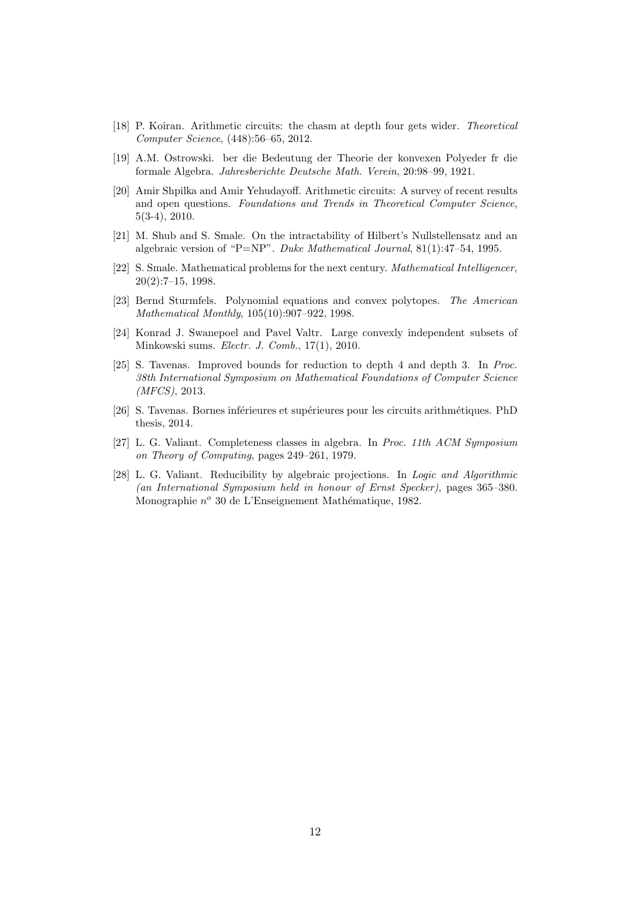[18] P. Koiran. Arithmetic circuits: the chasm at depth four gets wider. *Theoretical Computer Science*, (448):56–65, 2012.

[19] A.M. Ostrowski. ber die Bedeutung der Theorie der konvexen Polyeder fr die formale Algebra. *Jahresberichte Deutsche Math. Verein*, 20:98–99, 1921.

[20] Amir Shpilka and Amir Yehudayoff. Arithmetic circuits: A survey of recent results and open questions. *Foundations and Trends in Theoretical Computer Science*, 5(3-4), 2010.

[21] M. Shub and S. Smale. On the intractability of Hilbert's Nullstellensatz and an algebraic version of "P=NP". *Duke Mathematical Journal*, 81(1):47–54, 1995.

[22] S. Smale. Mathematical problems for the next century. *Mathematical Intelligencer*, 20(2):7–15, 1998.

[23] Bernd Sturmfels. Polynomial equations and convex polytopes. *The American Mathematical Monthly*, 105(10):907–922, 1998.

[24] Konrad J. Swanepoel and Pavel Valtr. Large convexly independent subsets of Minkowski sums. *Electr. J. Comb.*, 17(1), 2010.

[25] S. Tavenas. Improved bounds for reduction to depth 4 and depth 3. In *Proc. 38th International Symposium on Mathematical Foundations of Computer Science (MFCS)*, 2013.

[26] S. Tavenas. Bornes inférieures et supérieures pour les circuits arithmétiques. PhD thesis, 2014.

[27] L. G. Valiant. Completeness classes in algebra. In *Proc. 11th ACM Symposium on Theory of Computing*, pages 249–261, 1979.

[28] L. G. Valiant. Reducibility by algebraic projections. In *Logic and Algorithmic (an International Symposium held in honour of Ernst Specker)*, pages 365–380. Monographie $n^o$ 30 de L'Enseignement Mathématique, 1982.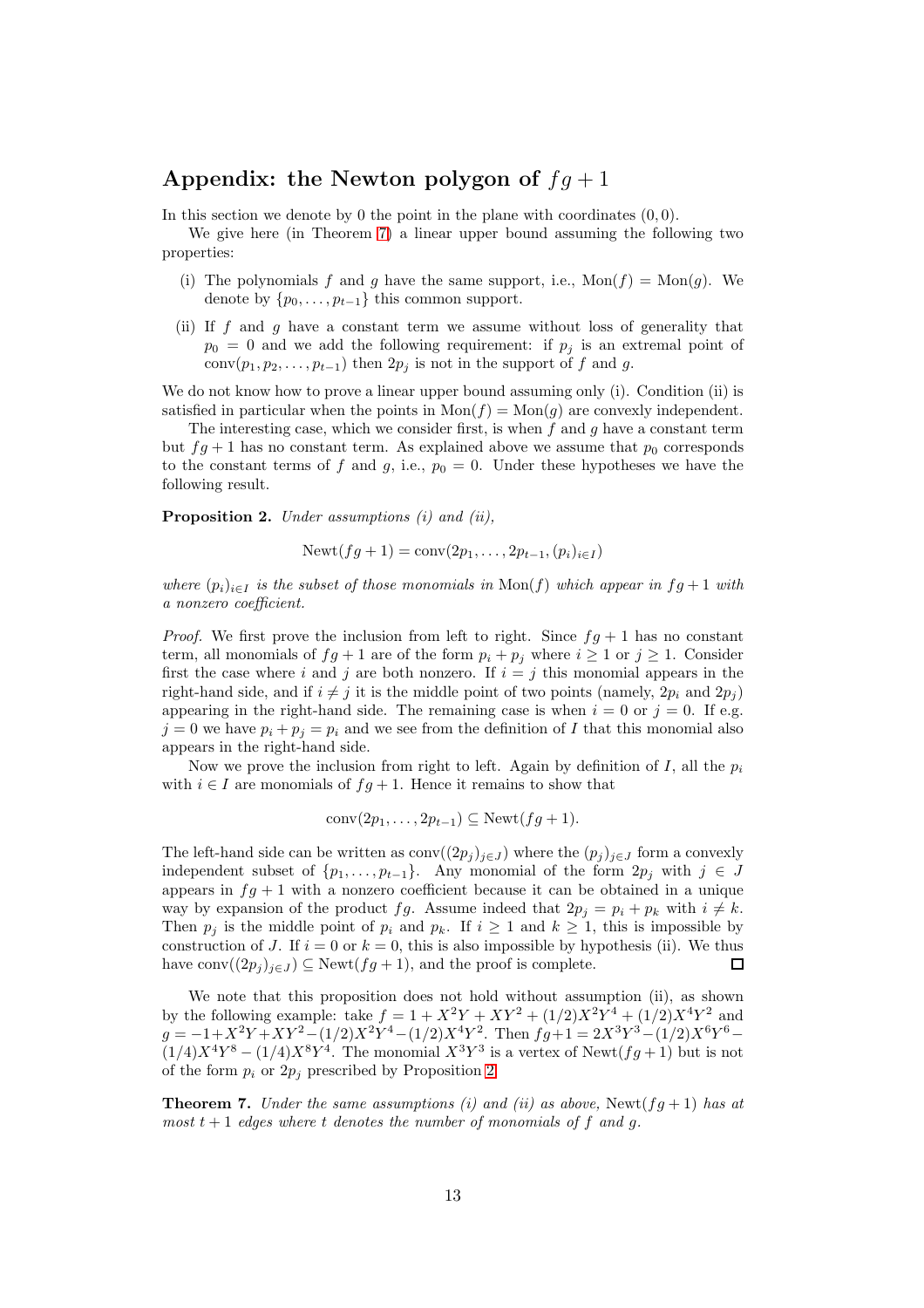## Appendix: the Newton polygon of $fg + 1$

In this section we denote by 0 the point in the plane with coordinates $(0, 0)$.

We give here (in Theorem 7) a linear upper bound assuming the following two properties:

- (i) The polynomials $f$ and $g$ have the same support, i.e., $\text{Mon}(f) = \text{Mon}(g)$. We denote by $\{p_0, \ldots, p_{t-1}\}$ this common support.
- (ii) If $f$ and $g$ have a constant term we assume without loss of generality that $p_0 = 0$ and we add the following requirement: if $p_j$ is an extremal point of $\text{conv}(p_1, p_2, \ldots, p_{t-1})$ then $2p_j$ is not in the support of $f$ and $g$.

We do not know how to prove a linear upper bound assuming only (i). Condition (ii) is satisfied in particular when the points in $\text{Mon}(f) = \text{Mon}(g)$ are convexly independent.

The interesting case, which we consider first, is when $f$ and $g$ have a constant term but $fg + 1$ has no constant term. As explained above we assume that $p_0$ corresponds to the constant terms of $f$ and $g$, i.e., $p_0 = 0$. Under these hypotheses we have the following result.

**Proposition 2.** *Under assumptions (i) and (ii),*

$$\text{Newt}(fg + 1) = \text{conv}(2p_1, \ldots, 2p_{t-1}, (p_i)_{i \in I})$$

*where $(p_i)_{i \in I}$ is the subset of those monomials in $\text{Mon}(f)$ which appear in $fg + 1$ with a nonzero coefficient.*

*Proof.* We first prove the inclusion from left to right. Since $fg + 1$ has no constant term, all monomials of $fg + 1$ are of the form $p_i + p_j$ where $i \geq 1$ or $j \geq 1$. Consider first the case where $i$ and $j$ are both nonzero. If $i = j$ this monomial appears in the right-hand side, and if $i \neq j$ it is the middle point of two points (namely, $2p_i$ and $2p_j$) appearing in the right-hand side. The remaining case is when $i = 0$ or $j = 0$. If e.g. $j = 0$ we have $p_i + p_j = p_i$ and we see from the definition of $I$ that this monomial also appears in the right-hand side.

Now we prove the inclusion from right to left. Again by definition of $I$, all the $p_i$ with $i \in I$ are monomials of $fg + 1$. Hence it remains to show that

$$\text{conv}(2p_1, \ldots, 2p_{t-1}) \subseteq \text{Newt}(fg + 1).$$

The left-hand side can be written as $\text{conv}((2p_j)_{j \in J})$ where the $(p_j)_{j \in J}$ form a convexly independent subset of $\{p_1, \ldots, p_{t-1}\}$. Any monomial of the form $2p_j$ with $j \in J$ appears in $fg + 1$ with a nonzero coefficient because it can be obtained in a unique way by expansion of the product $fg$. Assume indeed that $2p_j = p_i + p_k$ with $i \neq k$. Then $p_j$ is the middle point of $p_i$ and $p_k$. If $i \geq 1$ and $k \geq 1$, this is impossible by construction of $J$. If $i = 0$ or $k = 0$, this is also impossible by hypothesis (ii). We thus have $\text{conv}((2p_j)_{j \in J}) \subseteq \text{Newt}(fg + 1)$, and the proof is complete. $\square$

We note that this proposition does not hold without assumption (ii), as shown by the following example: take $f = 1 + X^2Y + XY^2 + (1/2)X^2Y^4 + (1/2)X^4Y^2$ and $g = -1 + X^2Y + XY^2 - (1/2)X^2Y^4 - (1/2)X^4Y^2$. Then $fg + 1 = 2X^3Y^3 - (1/2)X^6Y^6 - (1/4)X^4Y^8 - (1/4)X^8Y^4$. The monomial $X^3Y^3$ is a vertex of $\text{Newt}(fg + 1)$ but is not of the form $p_i$ or $2p_j$ prescribed by Proposition 2.

**Theorem 7.** *Under the same assumptions (i) and (ii) as above, $\text{Newt}(fg + 1)$ has at most $t + 1$ edges where $t$ denotes the number of monomials of $f$ and $g$.*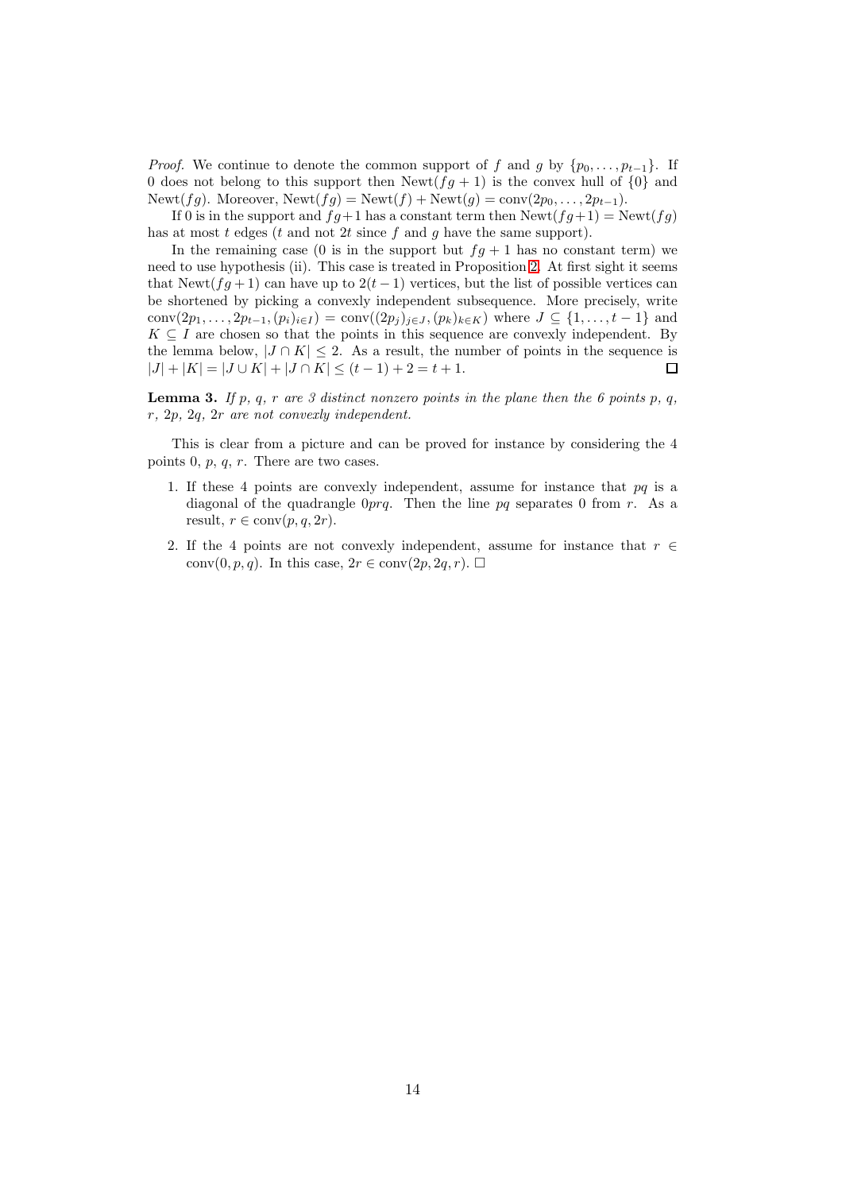*Proof.* We continue to denote the common support of $f$ and $g$ by $\{p_0, \ldots, p_{t-1}\}$. If 0 does not belong to this support then $\mathrm{Newt}(fg+1)$ is the convex hull of $\{0\}$ and $\mathrm{Newt}(fg)$. Moreover, $\mathrm{Newt}(fg) = \mathrm{Newt}(f) + \mathrm{Newt}(g) = \mathrm{conv}(2p_0, \ldots, 2p_{t-1})$.

If 0 is in the support and $fg+1$ has a constant term then $\mathrm{Newt}(fg+1) = \mathrm{Newt}(fg)$ has at most $t$ edges ($t$ and not $2t$ since $f$ and $g$ have the same support).

In the remaining case (0 is in the support but $fg+1$ has no constant term) we need to use hypothesis (ii). This case is treated in Proposition 2. At first sight it seems that $\mathrm{Newt}(fg+1)$ can have up to $2(t-1)$ vertices, but the list of possible vertices can be shortened by picking a convexly independent subsequence. More precisely, write $\mathrm{conv}(2p_1, \ldots, 2p_{t-1}, (p_i)_{i \in I}) = \mathrm{conv}((2p_j)_{j \in J}, (p_k)_{k \in K})$ where $J \subseteq \{1, \ldots, t-1\}$ and $K \subseteq I$ are chosen so that the points in this sequence are convexly independent. By the lemma below, $|J \cap K| \leq 2$. As a result, the number of points in the sequence is $|J| + |K| = |J \cup K| + |J \cap K| \leq (t-1) + 2 = t+1$. □

**Lemma 3.** *If $p$, $q$, $r$ are 3 distinct nonzero points in the plane then the 6 points $p$, $q$, $r$, $2p$, $2q$, $2r$ are not convexly independent.*

This is clear from a picture and can be proved for instance by considering the 4 points $0$, $p$, $q$, $r$. There are two cases.

1. If these 4 points are convexly independent, assume for instance that $pq$ is a diagonal of the quadrangle $0prq$. Then the line $pq$ separates 0 from $r$. As a result, $r \in \mathrm{conv}(p, q, 2r)$.
2. If the 4 points are not convexly independent, assume for instance that $r \in \mathrm{conv}(0, p, q)$. In this case, $2r \in \mathrm{conv}(2p, 2q, r)$. □